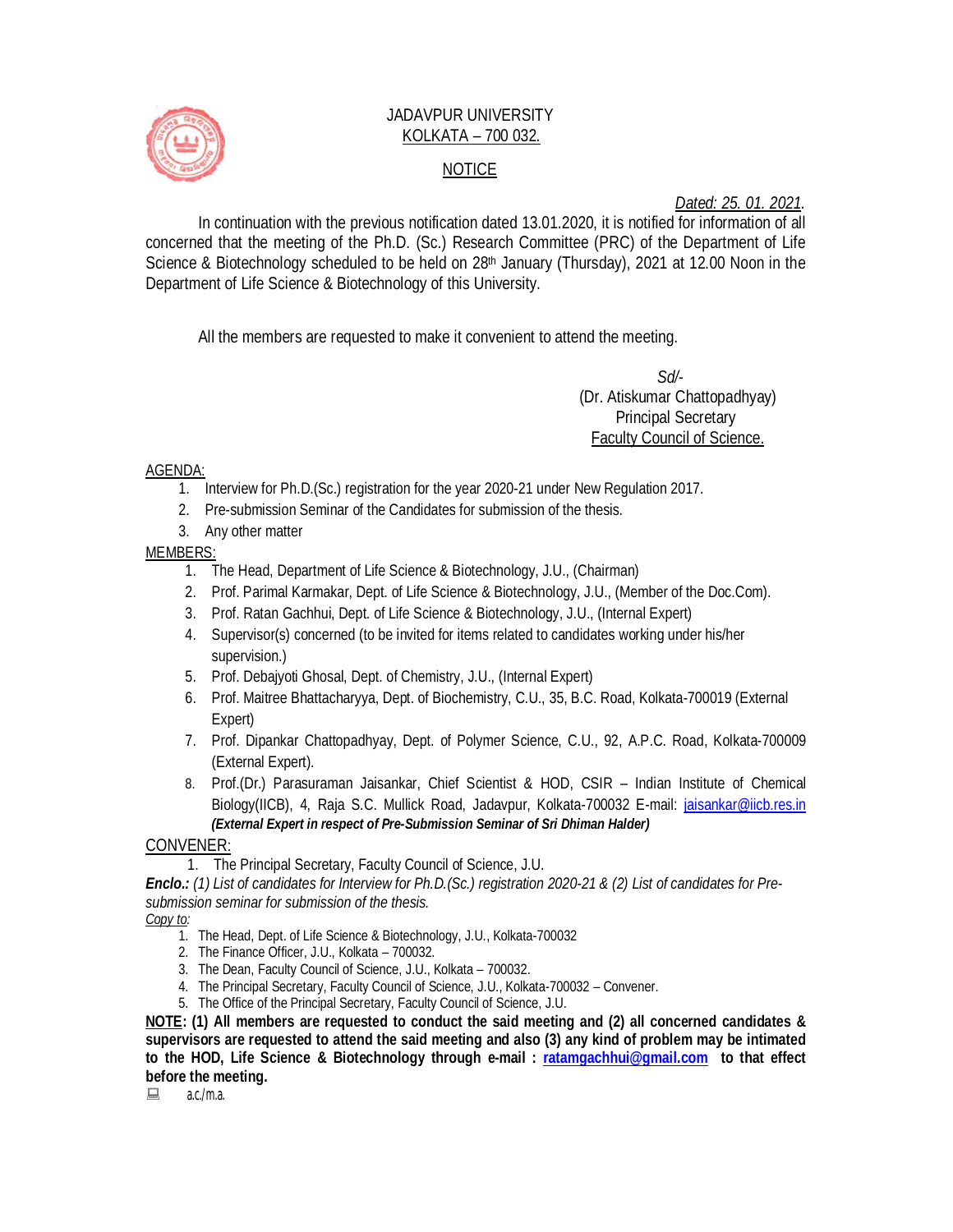JADAVPUR UNIVERSITY
KOLKATA – 700 032.

NOTICE

*Dated: 25. 01. 2021.*

In continuation with the previous notification dated 13.01.2020, it is notified for information of all concerned that the meeting of the Ph.D. (Sc.) Research Committee (PRC) of the Department of Life Science & Biotechnology scheduled to be held on 28th January (Thursday), 2021 at 12.00 Noon in the Department of Life Science & Biotechnology of this University.

All the members are requested to make it convenient to attend the meeting.

*Sd/-*
(Dr. Atiskumar Chattopadhyay)
Principal Secretary
Faculty Council of Science.

AGENDA:

1. Interview for Ph.D.(Sc.) registration for the year 2020-21 under New Regulation 2017.
2. Pre-submission Seminar of the Candidates for submission of the thesis.
3. Any other matter

MEMBERS:

1. The Head, Department of Life Science & Biotechnology, J.U., (Chairman)
2. Prof. Parimal Karmakar, Dept. of Life Science & Biotechnology, J.U., (Member of the Doc.Com).
3. Prof. Ratan Gachhui, Dept. of Life Science & Biotechnology, J.U., (Internal Expert)
4. Supervisor(s) concerned (to be invited for items related to candidates working under his/her supervision.)
5. Prof. Debajyoti Ghosal, Dept. of Chemistry, J.U., (Internal Expert)
6. Prof. Maitree Bhattacharyya, Dept. of Biochemistry, C.U., 35, B.C. Road, Kolkata-700019 (External Expert)
7. Prof. Dipankar Chattopadhyay, Dept. of Polymer Science, C.U., 92, A.P.C. Road, Kolkata-700009 (External Expert).
8. Prof.(Dr.) Parasuraman Jaisankar, Chief Scientist & HOD, CSIR – Indian Institute of Chemical Biology(IICB), 4, Raja S.C. Mullick Road, Jadavpur, Kolkata-700032 E-mail: jaisankar@iicb.res.in
   ***(External Expert in respect of Pre-Submission Seminar of Sri Dhiman Halder)***

CONVENER:

1. The Principal Secretary, Faculty Council of Science, J.U.

***Enclo.:*** *(1) List of candidates for Interview for Ph.D.(Sc.) registration 2020-21 & (2) List of candidates for Pre-submission seminar for submission of the thesis.*

*Copy to:*

1. The Head, Dept. of Life Science & Biotechnology, J.U., Kolkata-700032
2. The Finance Officer, J.U., Kolkata – 700032.
3. The Dean, Faculty Council of Science, J.U., Kolkata – 700032.
4. The Principal Secretary, Faculty Council of Science, J.U., Kolkata-700032 – Convener.
5. The Office of the Principal Secretary, Faculty Council of Science, J.U.

**NOTE: (1) All members are requested to conduct the said meeting and (2) all concerned candidates & supervisors are requested to attend the said meeting and also (3) any kind of problem may be intimated to the HOD, Life Science & Biotechnology through e-mail : ratamgachhui@gmail.com to that effect before the meeting.**

a.c./m.a.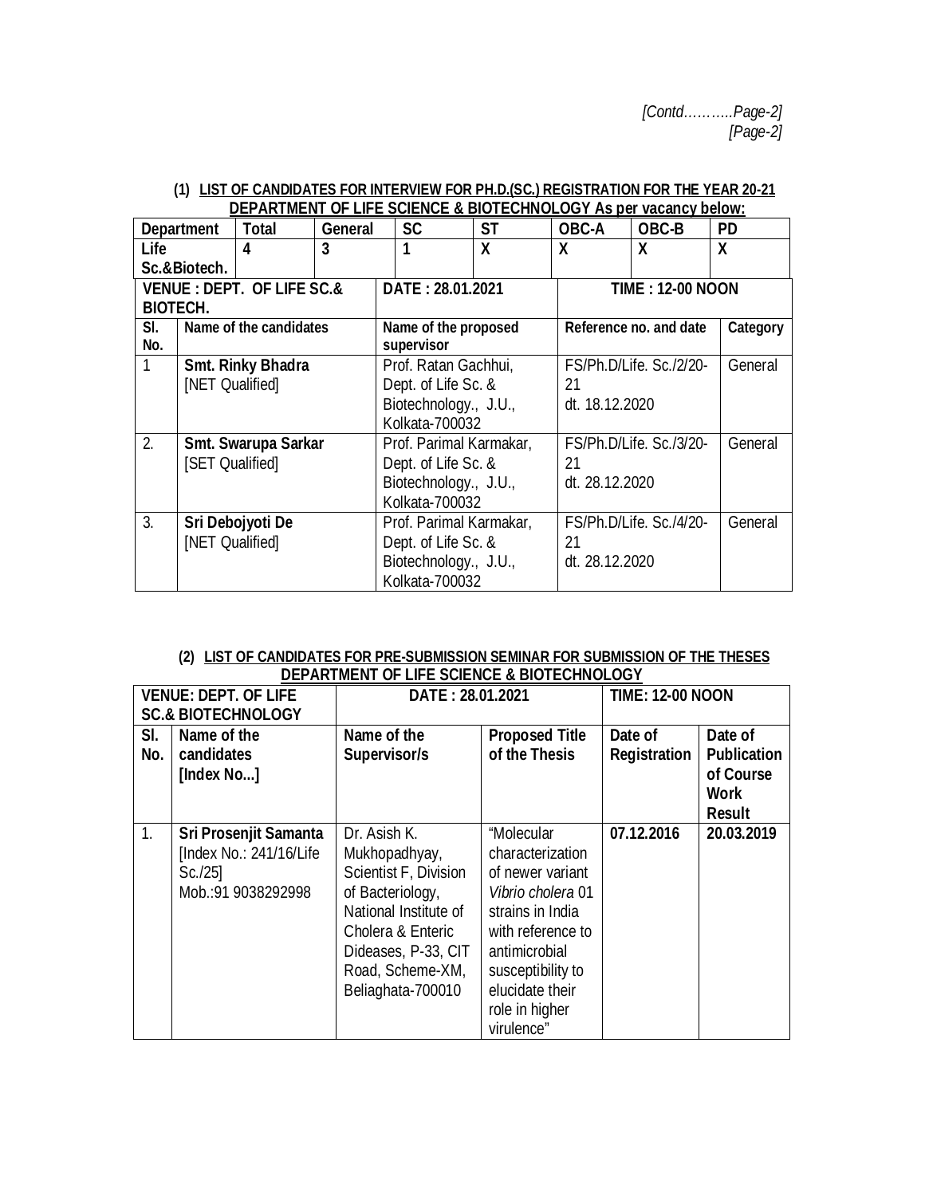*[Contd………..Page-2]*

*[Page-2]*

**(1) LIST OF CANDIDATES FOR INTERVIEW FOR PH.D.(SC.) REGISTRATION FOR THE YEAR 20-21 DEPARTMENT OF LIFE SCIENCE & BIOTECHNOLOGY As per vacancy below:**

| Department | Total | General | SC | ST | OBC-A | OBC-B | PD |
|---|---|---|---|---|---|---|---|
| Life Sc.&Biotech. | 4 | 3 | 1 | X | X | X | X |

| VENUE : DEPT. OF LIFE SC.& BIOTECH. | | DATE : 28.01.2021 | TIME : 12-00 NOON | |
|---|---|---|---|---|
| **Sl. No.** | **Name of the candidates** | **Name of the proposed supervisor** | **Reference no. and date** | **Category** |
| 1 | **Smt. Rinky Bhadra** [NET Qualified] | Prof. Ratan Gachhui, Dept. of Life Sc. & Biotechnology., J.U., Kolkata-700032 | FS/Ph.D/Life. Sc./2/20-21 dt. 18.12.2020 | General |
| 2. | **Smt. Swarupa Sarkar** [SET Qualified] | Prof. Parimal Karmakar, Dept. of Life Sc. & Biotechnology., J.U., Kolkata-700032 | FS/Ph.D/Life. Sc./3/20-21 dt. 28.12.2020 | General |
| 3. | **Sri Debojyoti De** [NET Qualified] | Prof. Parimal Karmakar, Dept. of Life Sc. & Biotechnology., J.U., Kolkata-700032 | FS/Ph.D/Life. Sc./4/20-21 dt. 28.12.2020 | General |

**(2) LIST OF CANDIDATES FOR PRE-SUBMISSION SEMINAR FOR SUBMISSION OF THE THESES DEPARTMENT OF LIFE SCIENCE & BIOTECHNOLOGY**

| VENUE: DEPT. OF LIFE SC.& BIOTECHNOLOGY | | DATE : 28.01.2021 | | TIME: 12-00 NOON | |
|---|---|---|---|---|---|
| **Sl. No.** | **Name of the candidates [Index No...]** | **Name of the Supervisor/s** | **Proposed Title of the Thesis** | **Date of Registration** | **Date of Publication of Course Work Result** |
| 1. | **Sri Prosenjit Samanta** [Index No.: 241/16/Life Sc./25] Mob.:91 9038292998 | Dr. Asish K. Mukhopadhyay, Scientist F, Division of Bacteriology, National Institute of Cholera & Enteric Dideases, P-33, CIT Road, Scheme-XM, Beliaghata-700010 | "Molecular characterization of newer variant *Vibrio cholera* 01 strains in India with reference to antimicrobial susceptibility to elucidate their role in higher virulence" | **07.12.2016** | **20.03.2019** |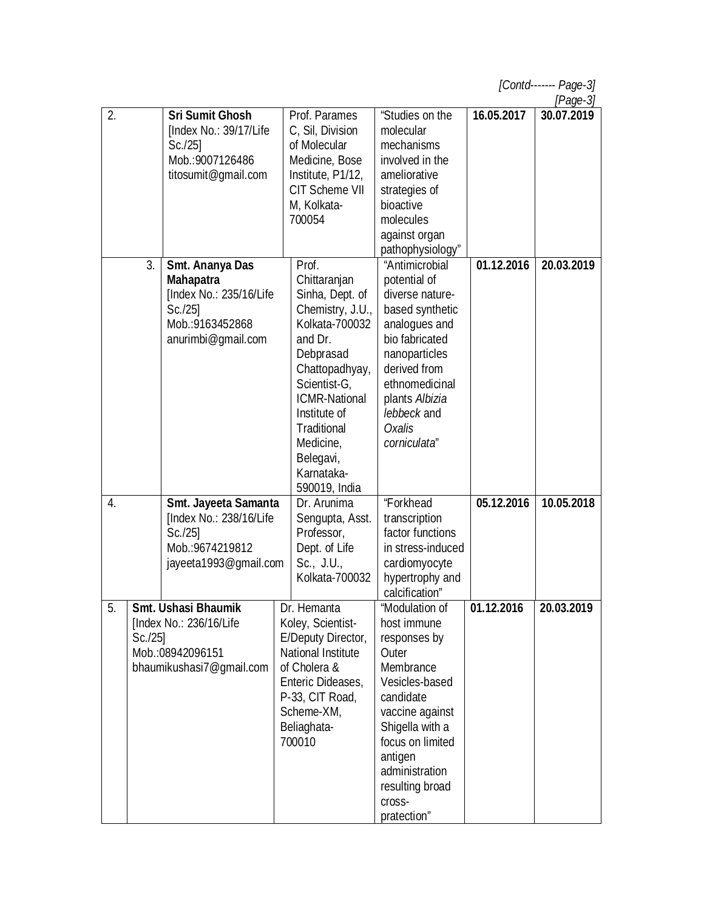*[Contd------- Page-3]*

*[Page-3]*

| | | | | | |
|---|---|---|---|---|---|
| 2. | **Sri Sumit Ghosh** [Index No.: 39/17/Life Sc./25] Mob.:9007126486 titosumit@gmail.com | Prof. Parames C, Sil, Division of Molecular Medicine, Bose Institute, P1/12, CIT Scheme VII M, Kolkata-700054 | "Studies on the molecular mechanisms involved in the ameliorative strategies of bioactive molecules against organ pathophysiology" | **16.05.2017** | **30.07.2019** |
| 3. | **Smt. Ananya Das Mahapatra** [Index No.: 235/16/Life Sc./25] Mob.:9163452868 anurimbi@gmail.com | Prof. Chittaranjan Sinha, Dept. of Chemistry, J.U., Kolkata-700032 and Dr. Debprasad Chattopadhyay, Scientist-G, ICMR-National Institute of Traditional Medicine, Belegavi, Karnataka-590019, India | "Antimicrobial potential of diverse nature-based synthetic analogues and bio fabricated nanoparticles derived from ethnomedicinal plants *Albizia lebbeck* and *Oxalis corniculata*" | **01.12.2016** | **20.03.2019** |
| 4. | **Smt. Jayeeta Samanta** [Index No.: 238/16/Life Sc./25] Mob.:9674219812 jayeeta1993@gmail.com | Dr. Arunima Sengupta, Asst. Professor, Dept. of Life Sc., J.U., Kolkata-700032 | "Forkhead transcription factor functions in stress-induced cardiomyocyte hypertrophy and calcification" | **05.12.2016** | **10.05.2018** |
| 5. | **Smt. Ushasi Bhaumik** [Index No.: 236/16/Life Sc./25] Mob.:08942096151 bhaumikushasi7@gmail.com | Dr. Hemanta Koley, Scientist-E/Deputy Director, National Institute of Cholera & Enteric Dideases, P-33, CIT Road, Scheme-XM, Beliaghata-700010 | "Modulation of host immune responses by Outer Membrance Vesicles-based candidate vaccine against Shigella with a focus on limited antigen administration resulting broad cross-pratection" | **01.12.2016** | **20.03.2019** |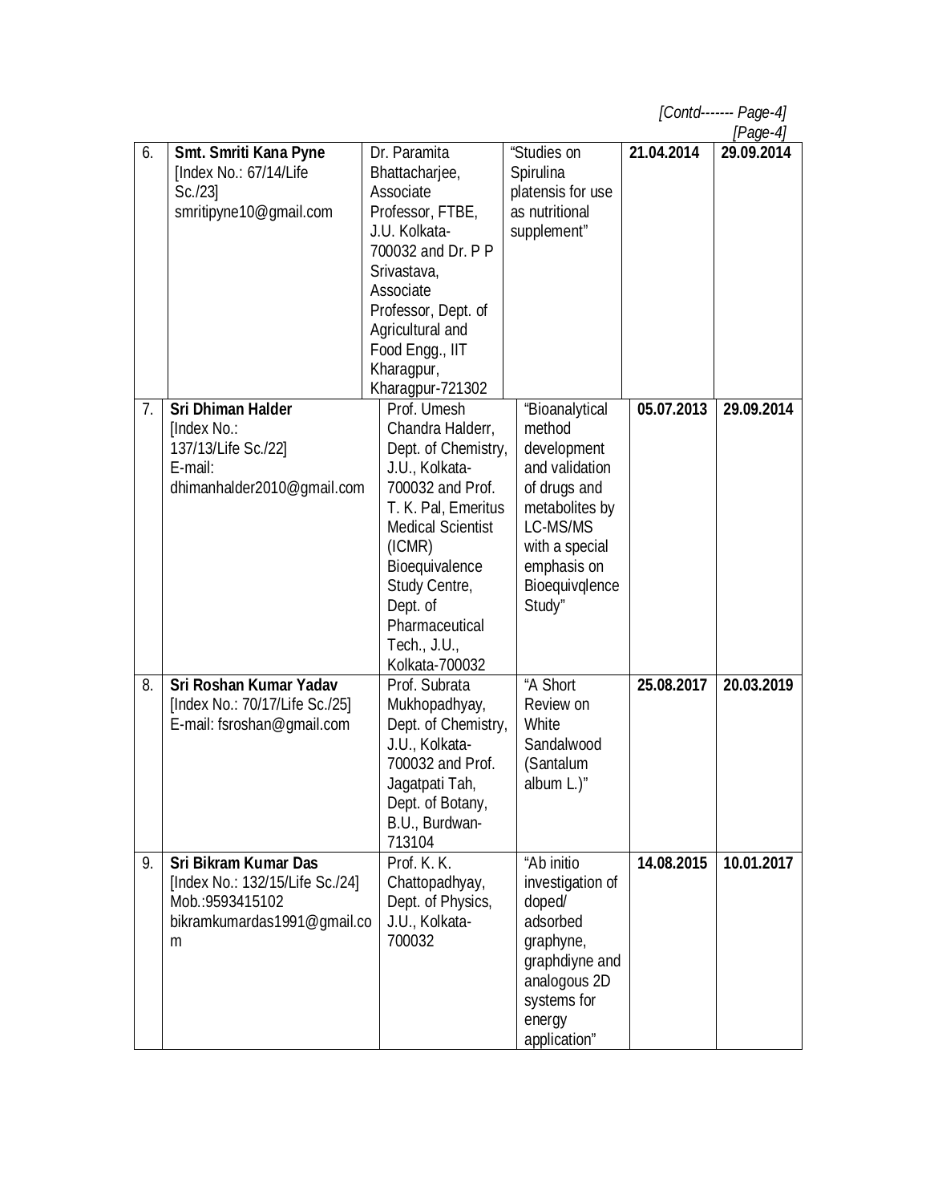*[Contd------- Page-4]*

*[Page-4]*

| 6. | **Smt. Smriti Kana Pyne** [Index No.: 67/14/Life Sc./23] smritipyne10@gmail.com | Dr. Paramita Bhattacharjee, Associate Professor, FTBE, J.U. Kolkata-700032 and Dr. P P Srivastava, Associate Professor, Dept. of Agricultural and Food Engg., IIT Kharagpur, Kharagpur-721302 | "Studies on Spirulina platensis for use as nutritional supplement" | **21.04.2014** | **29.09.2014** |
|---|---|---|---|---|---|
| 7. | **Sri Dhiman Halder** [Index No.: 137/13/Life Sc./22] E-mail: dhimanhalder2010@gmail.com | Prof. Umesh Chandra Halderr, Dept. of Chemistry, J.U., Kolkata-700032 and Prof. T. K. Pal, Emeritus Medical Scientist (ICMR) Bioequivalence Study Centre, Dept. of Pharmaceutical Tech., J.U., Kolkata-700032 | "Bioanalytical method development and validation of drugs and metabolites by LC-MS/MS with a special emphasis on Bioequivqlence Study" | **05.07.2013** | **29.09.2014** |
| 8. | **Sri Roshan Kumar Yadav** [Index No.: 70/17/Life Sc./25] E-mail: fsroshan@gmail.com | Prof. Subrata Mukhopadhyay, Dept. of Chemistry, J.U., Kolkata-700032 and Prof. Jagatpati Tah, Dept. of Botany, B.U., Burdwan-713104 | "A Short Review on White Sandalwood (Santalum album L.)" | **25.08.2017** | **20.03.2019** |
| 9. | **Sri Bikram Kumar Das** [Index No.: 132/15/Life Sc./24] Mob.:9593415102 bikramkumardas1991@gmail.com | Prof. K. K. Chattopadhyay, Dept. of Physics, J.U., Kolkata-700032 | "Ab initio investigation of doped/ adsorbed graphyne, graphdiyne and analogous 2D systems for energy application" | **14.08.2015** | **10.01.2017** |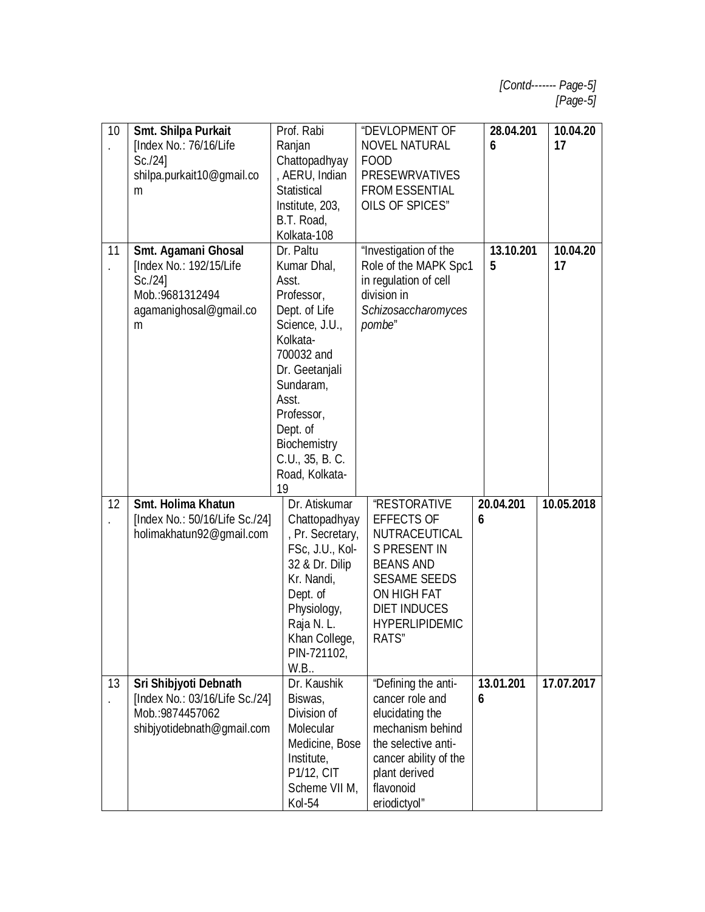*[Contd------- Page-5]*
*[Page-5]*

| | | | | | |
|---|---|---|---|---|---|
| 10. | **Smt. Shilpa Purkait** [Index No.: 76/16/Life Sc./24] shilpa.purkait10@gmail.com | Prof. Rabi Ranjan Chattopadhyay, AERU, Indian Statistical Institute, 203, B.T. Road, Kolkata-108 | "DEVLOPMENT OF NOVEL NATURAL FOOD PRESEWRVATIVES FROM ESSENTIAL OILS OF SPICES" | **28.04.2016** | **10.04.2017** |
| 11. | **Smt. Agamani Ghosal** [Index No.: 192/15/Life Sc./24] Mob.:9681312494 agamanighosal@gmail.com | Dr. Paltu Kumar Dhal, Asst. Professor, Dept. of Life Science, J.U., Kolkata-700032 and Dr. Geetanjali Sundaram, Asst. Professor, Dept. of Biochemistry C.U., 35, B. C. Road, Kolkata-19 | "Investigation of the Role of the MAPK Spc1 in regulation of cell division in *Schizosaccharomyces pombe*" | **13.10.2015** | **10.04.2017** |
| 12. | **Smt. Holima Khatun** [Index No.: 50/16/Life Sc./24] holimakhatun92@gmail.com | Dr. Atiskumar Chattopadhyay, Pr. Secretary, FSc, J.U., Kol-32 & Dr. Dilip Kr. Nandi, Dept. of Physiology, Raja N. L. Khan College, PIN-721102, W.B.. | "RESTORATIVE EFFECTS OF NUTRACEUTICALS PRESENT IN BEANS AND SESAME SEEDS ON HIGH FAT DIET INDUCES HYPERLIPIDEMIC RATS" | **20.04.2016** | **10.05.2018** |
| 13. | **Sri Shibjyoti Debnath** [Index No.: 03/16/Life Sc./24] Mob.:9874457062 shibjyotidebnath@gmail.com | Dr. Kaushik Biswas, Division of Molecular Medicine, Bose Institute, P1/12, CIT Scheme VII M, Kol-54 | "Defining the anti-cancer role and elucidating the mechanism behind the selective anti-cancer ability of the plant derived flavonoid eriodictyol" | **13.01.2016** | **17.07.2017** |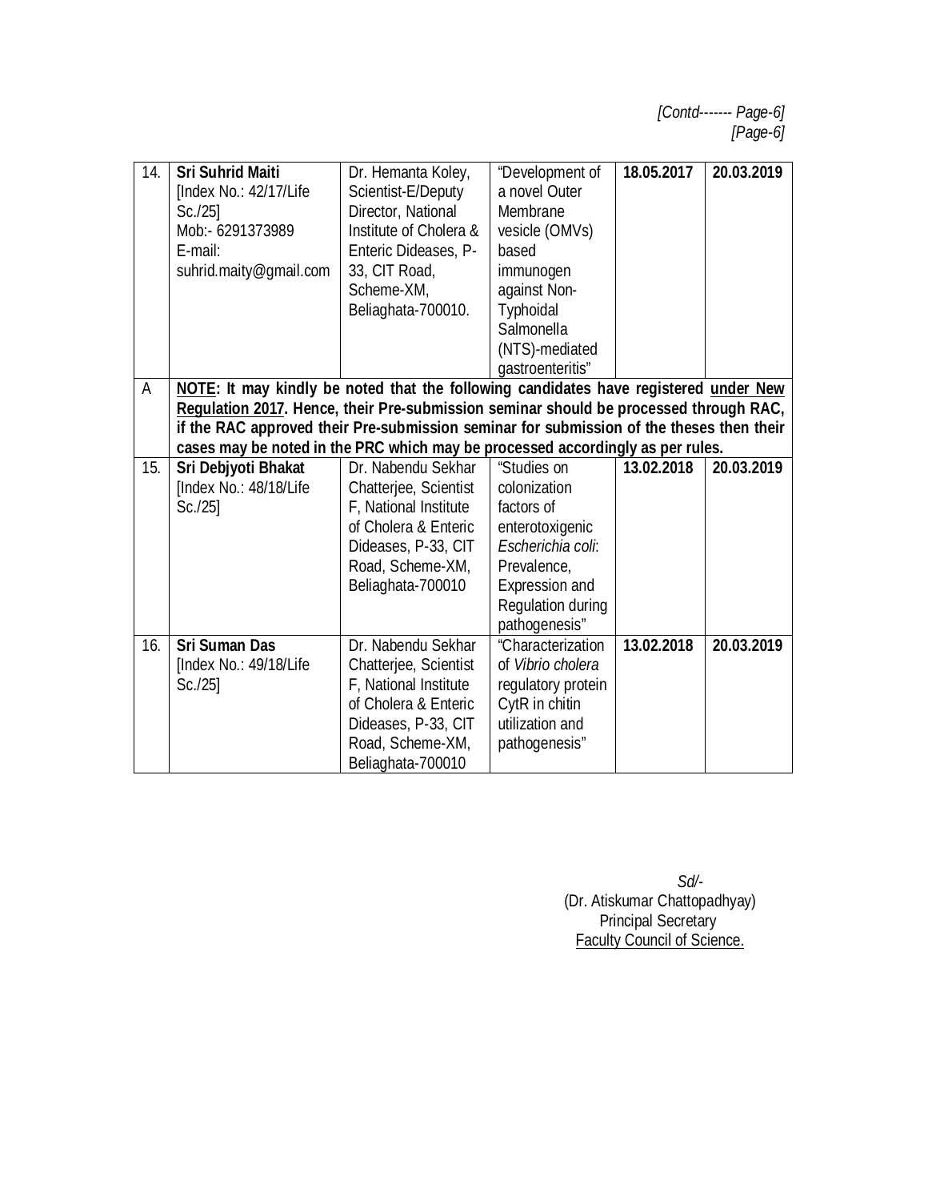*[Contd------- Page-6]*
*[Page-6]*

| | | | | | |
|---|---|---|---|---|---|
| 14. | **Sri Suhrid Maiti** [Index No.: 42/17/Life Sc./25] Mob:- 6291373989 E-mail: suhrid.maity@gmail.com | Dr. Hemanta Koley, Scientist-E/Deputy Director, National Institute of Cholera & Enteric Dideases, P-33, CIT Road, Scheme-XM, Beliaghata-700010. | "Development of a novel Outer Membrane vesicle (OMVs) based immunogen against Non-Typhoidal Salmonella (NTS)-mediated gastroenteritis" | **18.05.2017** | **20.03.2019** |
| A | **<u>NOTE</u>: It may kindly be noted that the following candidates have registered <u>under New Regulation 2017</u>. Hence, their Pre-submission seminar should be processed through RAC, if the RAC approved their Pre-submission seminar for submission of the theses then their cases may be noted in the PRC which may be processed accordingly as per rules.** | | | | |
| 15. | **Sri Debjyoti Bhakat** [Index No.: 48/18/Life Sc./25] | Dr. Nabendu Sekhar Chatterjee, Scientist F, National Institute of Cholera & Enteric Dideases, P-33, CIT Road, Scheme-XM, Beliaghata-700010 | "Studies on colonization factors of enterotoxigenic *Escherichia coli*: Prevalence, Expression and Regulation during pathogenesis" | **13.02.2018** | **20.03.2019** |
| 16. | **Sri Suman Das** [Index No.: 49/18/Life Sc./25] | Dr. Nabendu Sekhar Chatterjee, Scientist F, National Institute of Cholera & Enteric Dideases, P-33, CIT Road, Scheme-XM, Beliaghata-700010 | "Characterization of *Vibrio cholera* regulatory protein CytR in chitin utilization and pathogenesis" | **13.02.2018** | **20.03.2019** |

*Sd/-*
(Dr. Atiskumar Chattopadhyay)
Principal Secretary
<u>Faculty Council of Science.</u>